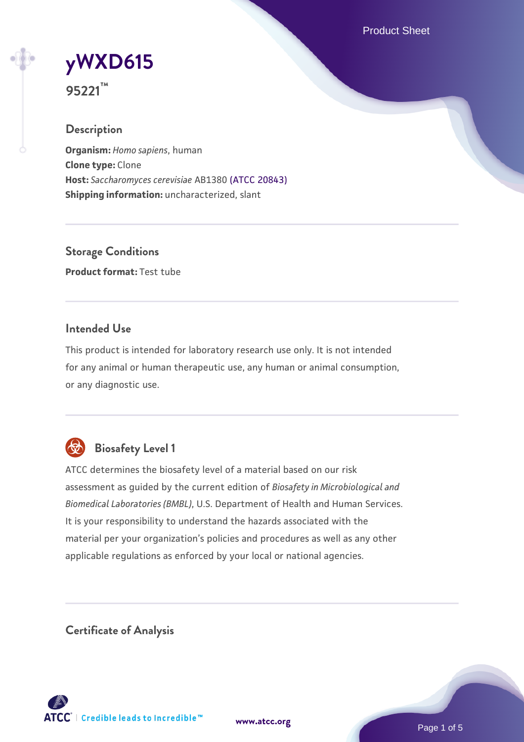# yWXD615

**95221™**

## Description

**Organism:** *Homo sapiens*, human
**Clone type:** Clone
**Host:** *Saccharomyces cerevisiae* AB1380 (ATCC 20843)
**Shipping information:** uncharacterized, slant

## Storage Conditions

**Product format:** Test tube

## Intended Use

This product is intended for laboratory research use only. It is not intended for any animal or human therapeutic use, any human or animal consumption, or any diagnostic use.

## Biosafety Level 1

ATCC determines the biosafety level of a material based on our risk assessment as guided by the current edition of *Biosafety in Microbiological and Biomedical Laboratories (BMBL)*, U.S. Department of Health and Human Services. It is your responsibility to understand the hazards associated with the material per your organization's policies and procedures as well as any other applicable regulations as enforced by your local or national agencies.

## Certificate of Analysis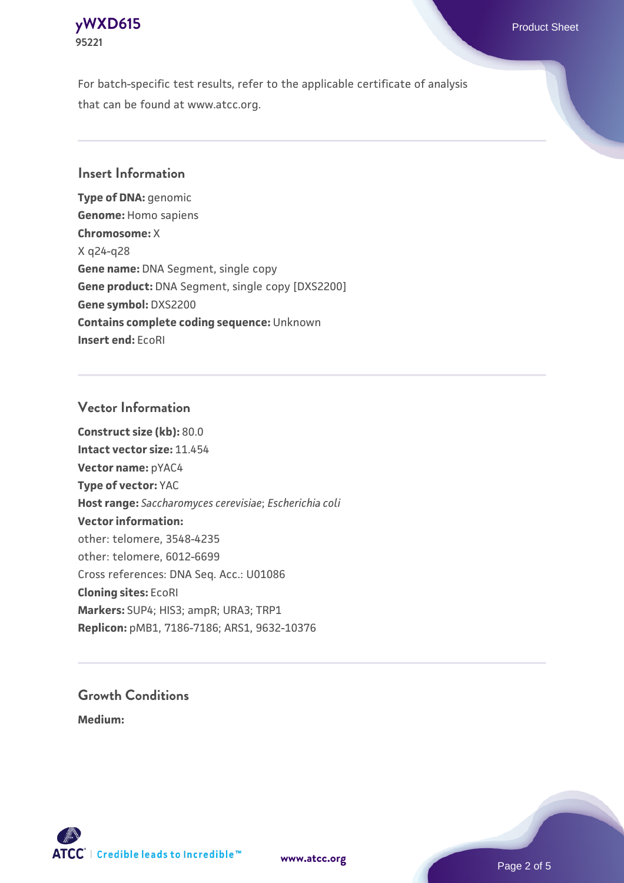For batch-specific test results, refer to the applicable certificate of analysis that can be found at www.atcc.org.

## Insert Information

**Type of DNA:** genomic
**Genome:** Homo sapiens
**Chromosome:** X
X q24-q28
**Gene name:** DNA Segment, single copy
**Gene product:** DNA Segment, single copy [DXS2200]
**Gene symbol:** DXS2200
**Contains complete coding sequence:** Unknown
**Insert end:** EcoRI

## Vector Information

**Construct size (kb):** 80.0
**Intact vector size:** 11.454
**Vector name:** pYAC4
**Type of vector:** YAC
**Host range:** *Saccharomyces cerevisiae*; *Escherichia coli*
**Vector information:**
other: telomere, 3548-4235
other: telomere, 6012-6699
Cross references: DNA Seq. Acc.: U01086
**Cloning sites:** EcoRI
**Markers:** SUP4; HIS3; ampR; URA3; TRP1
**Replicon:** pMB1, 7186-7186; ARS1, 9632-10376

## Growth Conditions

**Medium:**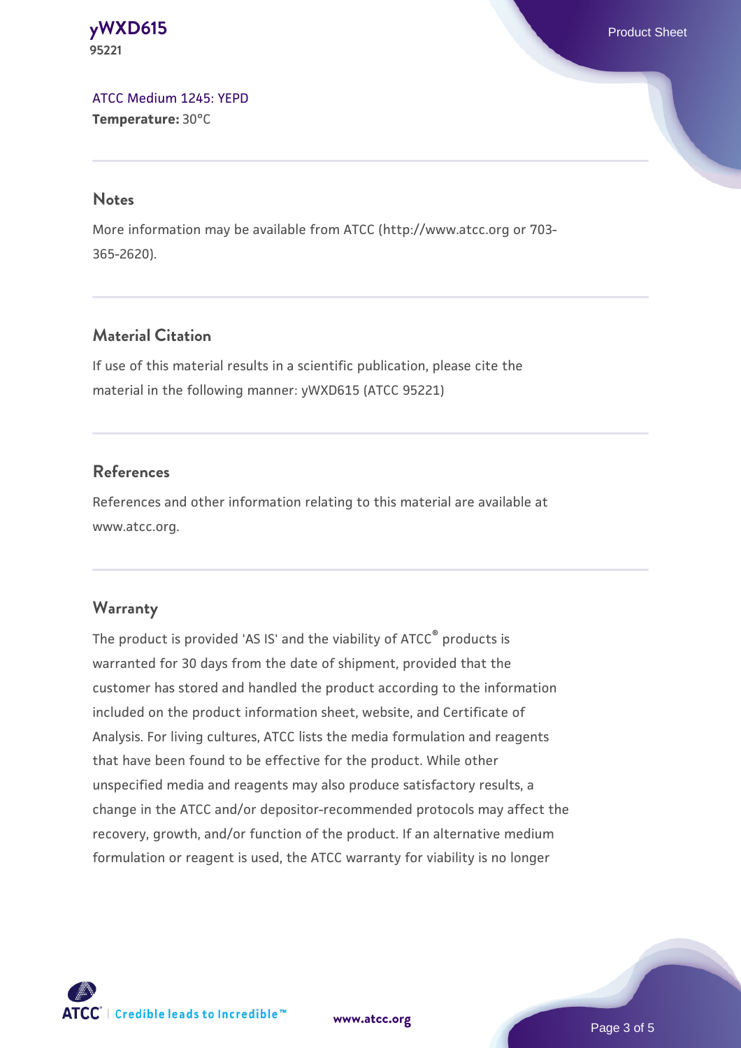ATCC Medium 1245: YEPD
**Temperature:** 30°C

## Notes

More information may be available from ATCC (http://www.atcc.org or 703-365-2620).

## Material Citation

If use of this material results in a scientific publication, please cite the material in the following manner: yWXD615 (ATCC 95221)

## References

References and other information relating to this material are available at www.atcc.org.

## Warranty

The product is provided 'AS IS' and the viability of ATCC® products is warranted for 30 days from the date of shipment, provided that the customer has stored and handled the product according to the information included on the product information sheet, website, and Certificate of Analysis. For living cultures, ATCC lists the media formulation and reagents that have been found to be effective for the product. While other unspecified media and reagents may also produce satisfactory results, a change in the ATCC and/or depositor-recommended protocols may affect the recovery, growth, and/or function of the product. If an alternative medium formulation or reagent is used, the ATCC warranty for viability is no longer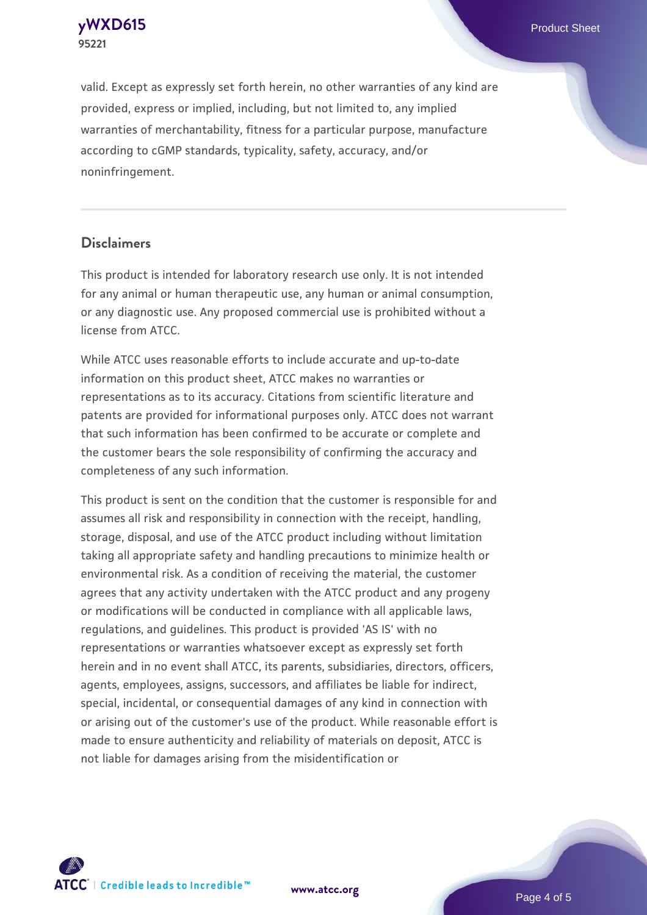valid. Except as expressly set forth herein, no other warranties of any kind are provided, express or implied, including, but not limited to, any implied warranties of merchantability, fitness for a particular purpose, manufacture according to cGMP standards, typicality, safety, accuracy, and/or noninfringement.

## Disclaimers

This product is intended for laboratory research use only. It is not intended for any animal or human therapeutic use, any human or animal consumption, or any diagnostic use. Any proposed commercial use is prohibited without a license from ATCC.

While ATCC uses reasonable efforts to include accurate and up-to-date information on this product sheet, ATCC makes no warranties or representations as to its accuracy. Citations from scientific literature and patents are provided for informational purposes only. ATCC does not warrant that such information has been confirmed to be accurate or complete and the customer bears the sole responsibility of confirming the accuracy and completeness of any such information.

This product is sent on the condition that the customer is responsible for and assumes all risk and responsibility in connection with the receipt, handling, storage, disposal, and use of the ATCC product including without limitation taking all appropriate safety and handling precautions to minimize health or environmental risk. As a condition of receiving the material, the customer agrees that any activity undertaken with the ATCC product and any progeny or modifications will be conducted in compliance with all applicable laws, regulations, and guidelines. This product is provided 'AS IS' with no representations or warranties whatsoever except as expressly set forth herein and in no event shall ATCC, its parents, subsidiaries, directors, officers, agents, employees, assigns, successors, and affiliates be liable for indirect, special, incidental, or consequential damages of any kind in connection with or arising out of the customer's use of the product. While reasonable effort is made to ensure authenticity and reliability of materials on deposit, ATCC is not liable for damages arising from the misidentification or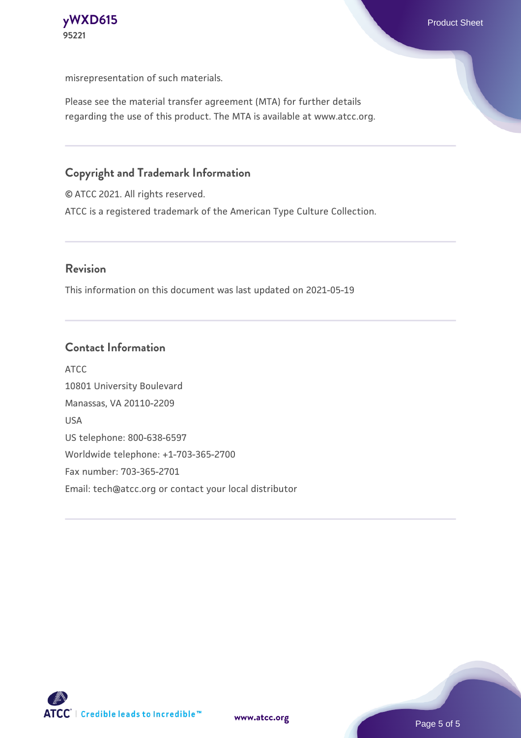misrepresentation of such materials.

Please see the material transfer agreement (MTA) for further details regarding the use of this product. The MTA is available at www.atcc.org.

## Copyright and Trademark Information

© ATCC 2021. All rights reserved.

ATCC is a registered trademark of the American Type Culture Collection.

## Revision

This information on this document was last updated on 2021-05-19

## Contact Information

ATCC
10801 University Boulevard
Manassas, VA 20110-2209
USA
US telephone: 800-638-6597
Worldwide telephone: +1-703-365-2700
Fax number: 703-365-2701
Email: tech@atcc.org or contact your local distributor